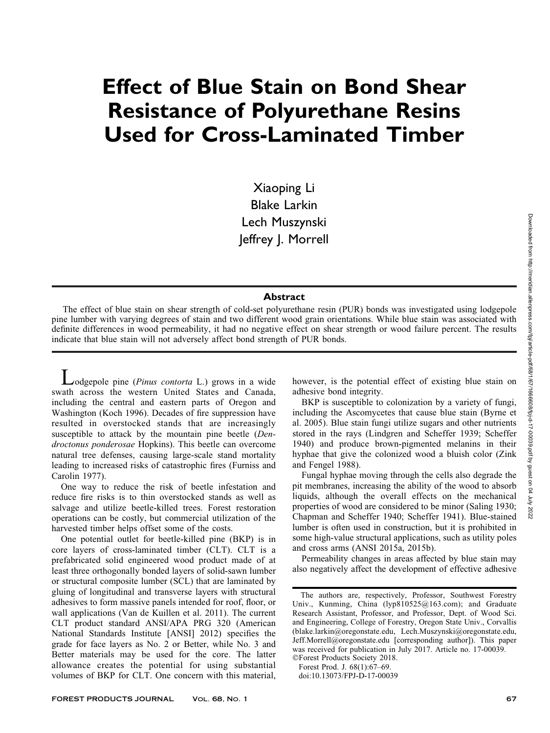# Effect of Blue Stain on Bond Shear Resistance of Polyurethane Resins Used for Cross-Laminated Timber

Xiaoping Li
Blake Larkin
Lech Muszynski
Jeffrey J. Morrell

## Abstract

The effect of blue stain on shear strength of cold-set polyurethane resin (PUR) bonds was investigated using lodgepole pine lumber with varying degrees of stain and two different wood grain orientations. While blue stain was associated with definite differences in wood permeability, it had no negative effect on shear strength or wood failure percent. The results indicate that blue stain will not adversely affect bond strength of PUR bonds.

Lodgepole pine (*Pinus contorta* L.) grows in a wide swath across the western United States and Canada, including the central and eastern parts of Oregon and Washington (Koch 1996). Decades of fire suppression have resulted in overstocked stands that are increasingly susceptible to attack by the mountain pine beetle (*Dendroctonus ponderosae* Hopkins). This beetle can overcome natural tree defenses, causing large-scale stand mortality leading to increased risks of catastrophic fires (Furniss and Carolin 1977).

One way to reduce the risk of beetle infestation and reduce fire risks is to thin overstocked stands as well as salvage and utilize beetle-killed trees. Forest restoration operations can be costly, but commercial utilization of the harvested timber helps offset some of the costs.

One potential outlet for beetle-killed pine (BKP) is in core layers of cross-laminated timber (CLT). CLT is a prefabricated solid engineered wood product made of at least three orthogonally bonded layers of solid-sawn lumber or structural composite lumber (SCL) that are laminated by gluing of longitudinal and transverse layers with structural adhesives to form massive panels intended for roof, floor, or wall applications (Van de Kuillen et al. 2011). The current CLT product standard ANSI/APA PRG 320 (American National Standards Institute [ANSI] 2012) specifies the grade for face layers as No. 2 or Better, while No. 3 and Better materials may be used for the core. The latter allowance creates the potential for using substantial volumes of BKP for CLT. One concern with this material, however, is the potential effect of existing blue stain on adhesive bond integrity.

BKP is susceptible to colonization by a variety of fungi, including the Ascomycetes that cause blue stain (Byrne et al. 2005). Blue stain fungi utilize sugars and other nutrients stored in the rays (Lindgren and Scheffer 1939; Scheffer 1940) and produce brown-pigmented melanins in their hyphae that give the colonized wood a bluish color (Zink and Fengel 1988).

Fungal hyphae moving through the cells also degrade the pit membranes, increasing the ability of the wood to absorb liquids, although the overall effects on the mechanical properties of wood are considered to be minor (Saling 1930; Chapman and Scheffer 1940; Scheffer 1941). Blue-stained lumber is often used in construction, but it is prohibited in some high-value structural applications, such as utility poles and cross arms (ANSI 2015a, 2015b).

Permeability changes in areas affected by blue stain may also negatively affect the development of effective adhesive

The authors are, respectively, Professor, Southwest Forestry Univ., Kunming, China (lyp810525@163.com); and Graduate Research Assistant, Professor, and Professor, Dept. of Wood Sci. and Engineering, College of Forestry, Oregon State Univ., Corvallis (blake.larkin@oregonstate.edu, Lech.Muszynski@oregonstate.edu, Jeff.Morrell@oregonstate.edu [corresponding author]). This paper was received for publication in July 2017. Article no. 17-00039.
©Forest Products Society 2018.
Forest Prod. J. 68(1):67–69.
doi:10.13073/FPJ-D-17-00039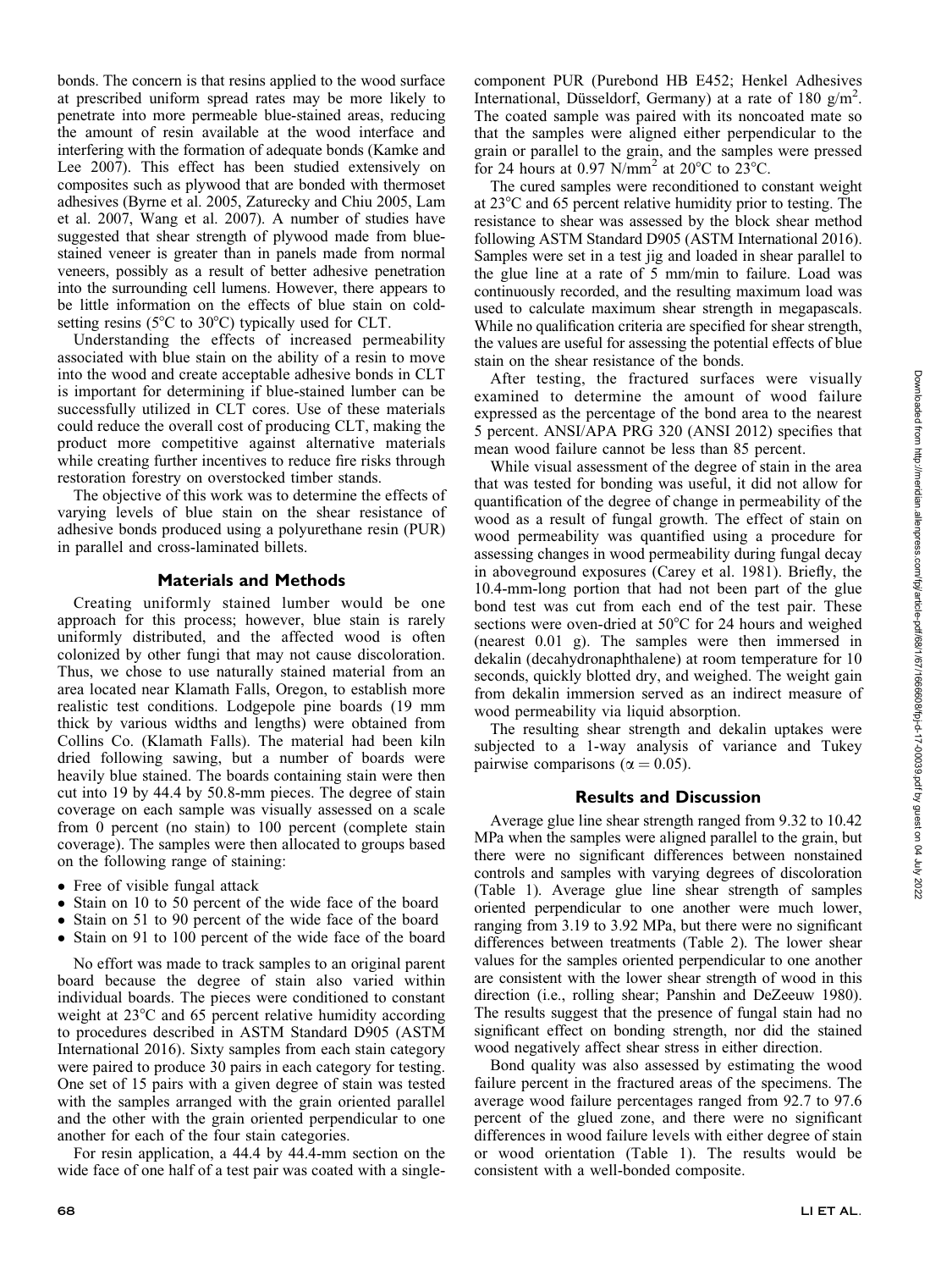bonds. The concern is that resins applied to the wood surface at prescribed uniform spread rates may be more likely to penetrate into more permeable blue-stained areas, reducing the amount of resin available at the wood interface and interfering with the formation of adequate bonds (Kamke and Lee 2007). This effect has been studied extensively on composites such as plywood that are bonded with thermoset adhesives (Byrne et al. 2005, Zaturecky and Chiu 2005, Lam et al. 2007, Wang et al. 2007). A number of studies have suggested that shear strength of plywood made from blue-stained veneer is greater than in panels made from normal veneers, possibly as a result of better adhesive penetration into the surrounding cell lumens. However, there appears to be little information on the effects of blue stain on cold-setting resins (5°C to 30°C) typically used for CLT.

Understanding the effects of increased permeability associated with blue stain on the ability of a resin to move into the wood and create acceptable adhesive bonds in CLT is important for determining if blue-stained lumber can be successfully utilized in CLT cores. Use of these materials could reduce the overall cost of producing CLT, making the product more competitive against alternative materials while creating further incentives to reduce fire risks through restoration forestry on overstocked timber stands.

The objective of this work was to determine the effects of varying levels of blue stain on the shear resistance of adhesive bonds produced using a polyurethane resin (PUR) in parallel and cross-laminated billets.

## Materials and Methods

Creating uniformly stained lumber would be one approach for this process; however, blue stain is rarely uniformly distributed, and the affected wood is often colonized by other fungi that may not cause discoloration. Thus, we chose to use naturally stained material from an area located near Klamath Falls, Oregon, to establish more realistic test conditions. Lodgepole pine boards (19 mm thick by various widths and lengths) were obtained from Collins Co. (Klamath Falls). The material had been kiln dried following sawing, but a number of boards were heavily blue stained. The boards containing stain were then cut into 19 by 44.4 by 50.8-mm pieces. The degree of stain coverage on each sample was visually assessed on a scale from 0 percent (no stain) to 100 percent (complete stain coverage). The samples were then allocated to groups based on the following range of staining:

- Free of visible fungal attack
- Stain on 10 to 50 percent of the wide face of the board
- Stain on 51 to 90 percent of the wide face of the board
- Stain on 91 to 100 percent of the wide face of the board

No effort was made to track samples to an original parent board because the degree of stain also varied within individual boards. The pieces were conditioned to constant weight at 23°C and 65 percent relative humidity according to procedures described in ASTM Standard D905 (ASTM International 2016). Sixty samples from each stain category were paired to produce 30 pairs in each category for testing. One set of 15 pairs with a given degree of stain was tested with the samples arranged with the grain oriented parallel and the other with the grain oriented perpendicular to one another for each of the four stain categories.

For resin application, a 44.4 by 44.4-mm section on the wide face of one half of a test pair was coated with a single-component PUR (Purebond HB E452; Henkel Adhesives International, Düsseldorf, Germany) at a rate of 180 g/m$^2$. The coated sample was paired with its noncoated mate so that the samples were aligned either perpendicular to the grain or parallel to the grain, and the samples were pressed for 24 hours at 0.97 N/mm$^2$ at 20°C to 23°C.

The cured samples were reconditioned to constant weight at 23°C and 65 percent relative humidity prior to testing. The resistance to shear was assessed by the block shear method following ASTM Standard D905 (ASTM International 2016). Samples were set in a test jig and loaded in shear parallel to the glue line at a rate of 5 mm/min to failure. Load was continuously recorded, and the resulting maximum load was used to calculate maximum shear strength in megapascals. While no qualification criteria are specified for shear strength, the values are useful for assessing the potential effects of blue stain on the shear resistance of the bonds.

After testing, the fractured surfaces were visually examined to determine the amount of wood failure expressed as the percentage of the bond area to the nearest 5 percent. ANSI/APA PRG 320 (ANSI 2012) specifies that mean wood failure cannot be less than 85 percent.

While visual assessment of the degree of stain in the area that was tested for bonding was useful, it did not allow for quantification of the degree of change in permeability of the wood as a result of fungal growth. The effect of stain on wood permeability was quantified using a procedure for assessing changes in wood permeability during fungal decay in aboveground exposures (Carey et al. 1981). Briefly, the 10.4-mm-long portion that had not been part of the glue bond test was cut from each end of the test pair. These sections were oven-dried at 50°C for 24 hours and weighed (nearest 0.01 g). The samples were then immersed in dekalin (decahydronaphthalene) at room temperature for 10 seconds, quickly blotted dry, and weighed. The weight gain from dekalin immersion served as an indirect measure of wood permeability via liquid absorption.

The resulting shear strength and dekalin uptakes were subjected to a 1-way analysis of variance and Tukey pairwise comparisons ($\alpha = 0.05$).

## Results and Discussion

Average glue line shear strength ranged from 9.32 to 10.42 MPa when the samples were aligned parallel to the grain, but there were no significant differences between nonstained controls and samples with varying degrees of discoloration (Table 1). Average glue line shear strength of samples oriented perpendicular to one another were much lower, ranging from 3.19 to 3.92 MPa, but there were no significant differences between treatments (Table 2). The lower shear values for the samples oriented perpendicular to one another are consistent with the lower shear strength of wood in this direction (i.e., rolling shear; Panshin and DeZeeuw 1980). The results suggest that the presence of fungal stain had no significant effect on bonding strength, nor did the stained wood negatively affect shear stress in either direction.

Bond quality was also assessed by estimating the wood failure percent in the fractured areas of the specimens. The average wood failure percentages ranged from 92.7 to 97.6 percent of the glued zone, and there were no significant differences in wood failure levels with either degree of stain or wood orientation (Table 1). The results would be consistent with a well-bonded composite.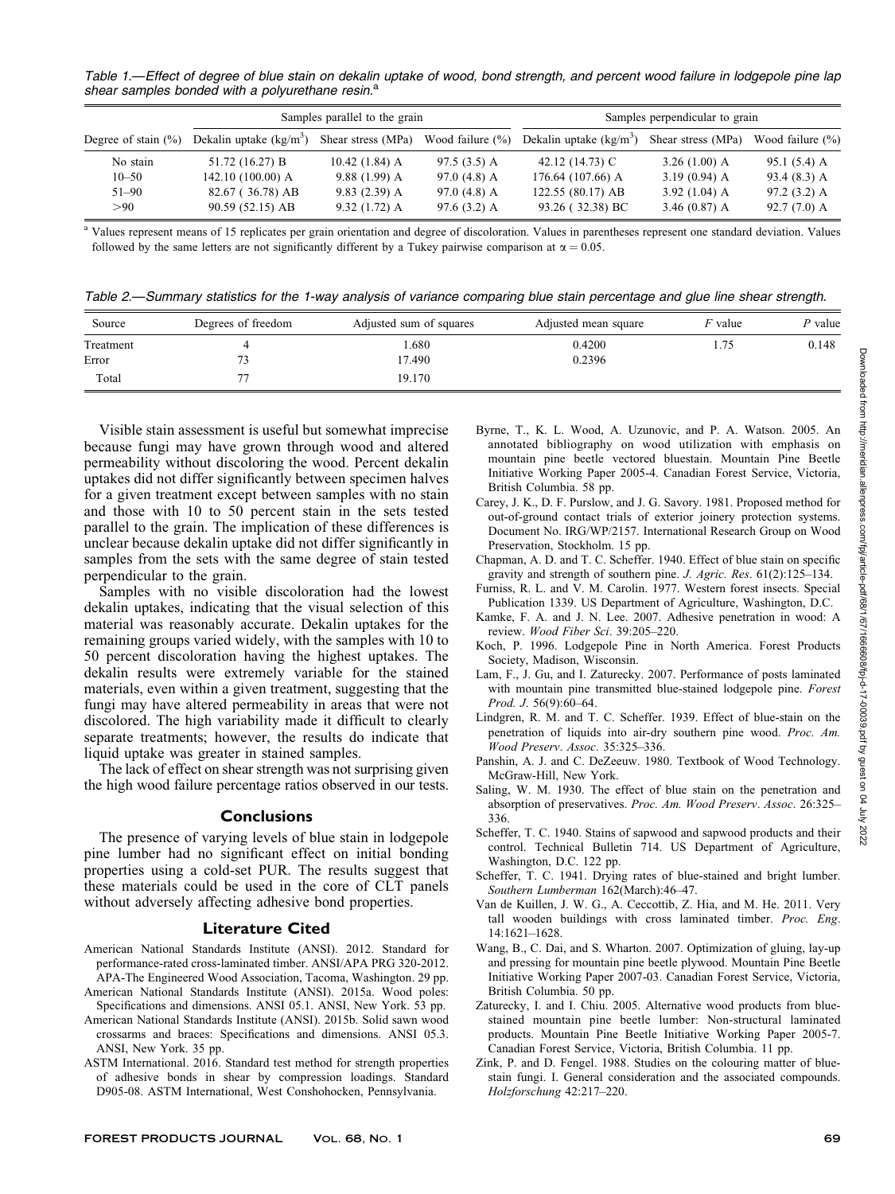Table 1.—*Effect of degree of blue stain on dekalin uptake of wood, bond strength, and percent wood failure in lodgepole pine lap shear samples bonded with a polyurethane resin.*[a]

| | Samples parallel to the grain | | | Samples perpendicular to grain | | |
|---|---|---|---|---|---|---|
| Degree of stain (%) | Dekalin uptake (kg/m$^3$) | Shear stress (MPa) | Wood failure (%) | Dekalin uptake (kg/m$^3$) | Shear stress (MPa) | Wood failure (%) |
| No stain | 51.72 (16.27) B | 10.42 (1.84) A | 97.5 (3.5) A | 42.12 (14.73) C | 3.26 (1.00) A | 95.1 (5.4) A |
| 10–50 | 142.10 (100.00) A | 9.88 (1.99) A | 97.0 (4.8) A | 176.64 (107.66) A | 3.19 (0.94) A | 93.4 (8.3) A |
| 51–90 | 82.67 ( 36.78) AB | 9.83 (2.39) A | 97.0 (4.8) A | 122.55 (80.17) AB | 3.92 (1.04) A | 97.2 (3.2) A |
| >90 | 90.59 (52.15) AB | 9.32 (1.72) A | 97.6 (3.2) A | 93.26 ( 32.38) BC | 3.46 (0.87) A | 92.7 (7.0) A |

[a] Values represent means of 15 replicates per grain orientation and degree of discoloration. Values in parentheses represent one standard deviation. Values followed by the same letters are not significantly different by a Tukey pairwise comparison at $\alpha = 0.05$.

Table 2.—*Summary statistics for the 1-way analysis of variance comparing blue stain percentage and glue line shear strength.*

| Source | Degrees of freedom | Adjusted sum of squares | Adjusted mean square | $F$ value | $P$ value |
|---|---|---|---|---|---|
| Treatment | 4 | 1.680 | 0.4200 | 1.75 | 0.148 |
| Error | 73 | 17.490 | 0.2396 | | |
| Total | 77 | 19.170 | | | |

Visible stain assessment is useful but somewhat imprecise because fungi may have grown through wood and altered permeability without discoloring the wood. Percent dekalin uptakes did not differ significantly between specimen halves for a given treatment except between samples with no stain and those with 10 to 50 percent stain in the sets tested parallel to the grain. The implication of these differences is unclear because dekalin uptake did not differ significantly in samples from the sets with the same degree of stain tested perpendicular to the grain.

Samples with no visible discoloration had the lowest dekalin uptakes, indicating that the visual selection of this material was reasonably accurate. Dekalin uptakes for the remaining groups varied widely, with the samples with 10 to 50 percent discoloration having the highest uptakes. The dekalin results were extremely variable for the stained materials, even within a given treatment, suggesting that the fungi may have altered permeability in areas that were not discolored. The high variability made it difficult to clearly separate treatments; however, the results do indicate that liquid uptake was greater in stained samples.

The lack of effect on shear strength was not surprising given the high wood failure percentage ratios observed in our tests.

## Conclusions

The presence of varying levels of blue stain in lodgepole pine lumber had no significant effect on initial bonding properties using a cold-set PUR. The results suggest that these materials could be used in the core of CLT panels without adversely affecting adhesive bond properties.

## Literature Cited

American National Standards Institute (ANSI). 2012. Standard for performance-rated cross-laminated timber. ANSI/APA PRG 320-2012. APA-The Engineered Wood Association, Tacoma, Washington. 29 pp.

American National Standards Institute (ANSI). 2015a. Wood poles: Specifications and dimensions. ANSI 05.1. ANSI, New York. 53 pp.

American National Standards Institute (ANSI). 2015b. Solid sawn wood crossarms and braces: Specifications and dimensions. ANSI 05.3. ANSI, New York. 35 pp.

ASTM International. 2016. Standard test method for strength properties of adhesive bonds in shear by compression loadings. Standard D905-08. ASTM International, West Conshohocken, Pennsylvania.

Byrne, T., K. L. Wood, A. Uzunovic, and P. A. Watson. 2005. An annotated bibliography on wood utilization with emphasis on mountain pine beetle vectored bluestain. Mountain Pine Beetle Initiative Working Paper 2005-4. Canadian Forest Service, Victoria, British Columbia. 58 pp.

Carey, J. K., D. F. Purslow, and J. G. Savory. 1981. Proposed method for out-of-ground contact trials of exterior joinery protection systems. Document No. IRG/WP/2157. International Research Group on Wood Preservation, Stockholm. 15 pp.

Chapman, A. D. and T. C. Scheffer. 1940. Effect of blue stain on specific gravity and strength of southern pine. *J. Agric. Res*. 61(2):125–134.

Furniss, R. L. and V. M. Carolin. 1977. Western forest insects. Special Publication 1339. US Department of Agriculture, Washington, D.C.

Kamke, F. A. and J. N. Lee. 2007. Adhesive penetration in wood: A review. *Wood Fiber Sci*. 39:205–220.

Koch, P. 1996. Lodgepole Pine in North America. Forest Products Society, Madison, Wisconsin.

Lam, F., J. Gu, and I. Zaturecky. 2007. Performance of posts laminated with mountain pine transmitted blue-stained lodgepole pine. *Forest Prod. J*. 56(9):60–64.

Lindgren, R. M. and T. C. Scheffer. 1939. Effect of blue-stain on the penetration of liquids into air-dry southern pine wood. *Proc. Am. Wood Preserv. Assoc*. 35:325–336.

Panshin, A. J. and C. DeZeeuw. 1980. Textbook of Wood Technology. McGraw-Hill, New York.

Saling, W. M. 1930. The effect of blue stain on the penetration and absorption of preservatives. *Proc. Am. Wood Preserv. Assoc*. 26:325–336.

Scheffer, T. C. 1940. Stains of sapwood and sapwood products and their control. Technical Bulletin 714. US Department of Agriculture, Washington, D.C. 122 pp.

Scheffer, T. C. 1941. Drying rates of blue-stained and bright lumber. *Southern Lumberman* 162(March):46–47.

Van de Kuillen, J. W. G., A. Ceccottib, Z. Hia, and M. He. 2011. Very tall wooden buildings with cross laminated timber. *Proc. Eng*. 14:1621–1628.

Wang, B., C. Dai, and S. Wharton. 2007. Optimization of gluing, lay-up and pressing for mountain pine beetle plywood. Mountain Pine Beetle Initiative Working Paper 2007-03. Canadian Forest Service, Victoria, British Columbia. 50 pp.

Zaturecky, I. and I. Chiu. 2005. Alternative wood products from blue-stained mountain pine beetle lumber: Non-structural laminated products. Mountain Pine Beetle Initiative Working Paper 2005-7. Canadian Forest Service, Victoria, British Columbia. 11 pp.

Zink, P. and D. Fengel. 1988. Studies on the colouring matter of blue-stain fungi. I. General consideration and the associated compounds. *Holzforschung* 42:217–220.